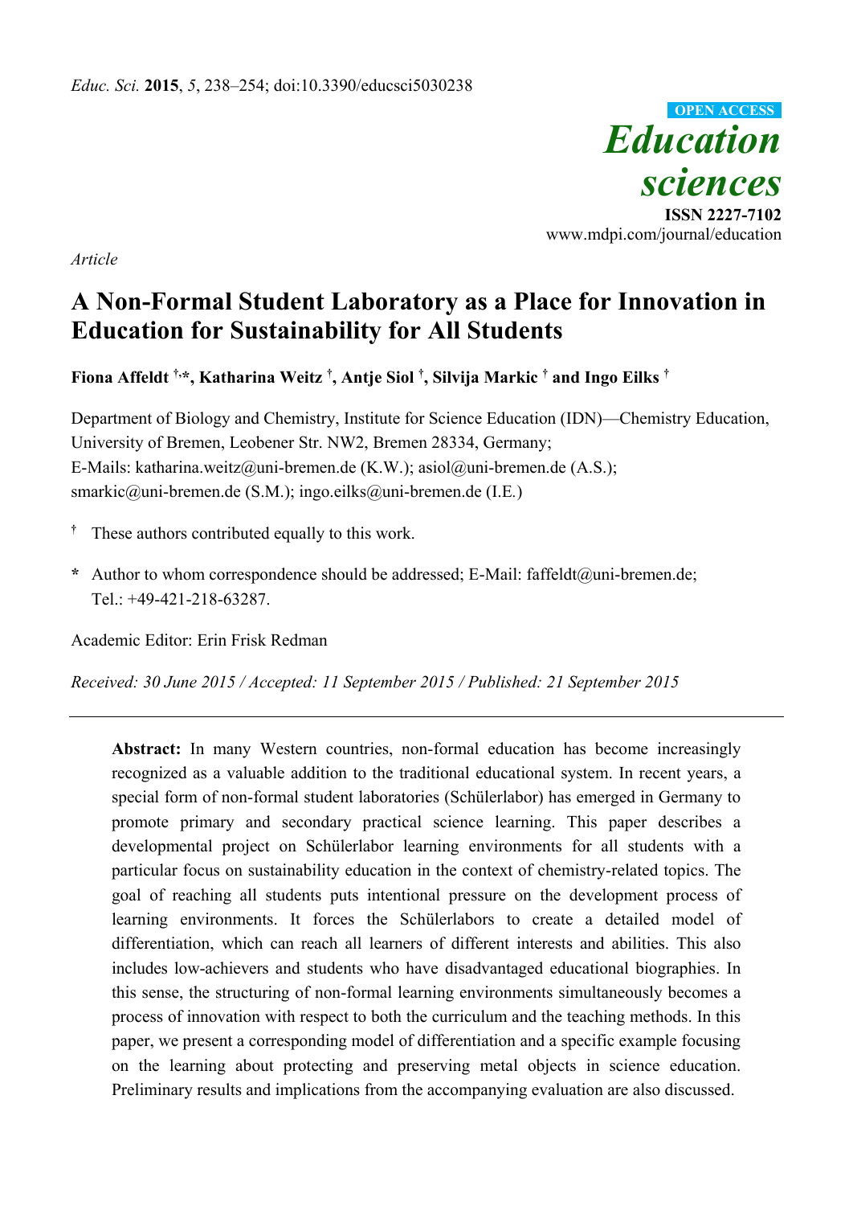*Educ. Sci.* **2015**, *5*, 238–254; doi:10.3390/educsci5030238

OPEN ACCESS

*Education sciences*

**ISSN 2227-7102**

www.mdpi.com/journal/education

*Article*

# A Non-Formal Student Laboratory as a Place for Innovation in Education for Sustainability for All Students

**Fiona Affeldt †,\*, Katharina Weitz †, Antje Siol †, Silvija Markic † and Ingo Eilks †**

Department of Biology and Chemistry, Institute for Science Education (IDN)—Chemistry Education, University of Bremen, Leobener Str. NW2, Bremen 28334, Germany;
E-Mails: katharina.weitz@uni-bremen.de (K.W.); asiol@uni-bremen.de (A.S.); smarkic@uni-bremen.de (S.M.); ingo.eilks@uni-bremen.de (I.E.)

† These authors contributed equally to this work.

\* Author to whom correspondence should be addressed; E-Mail: faffeldt@uni-bremen.de; Tel.: +49-421-218-63287.

Academic Editor: Erin Frisk Redman

*Received: 30 June 2015 / Accepted: 11 September 2015 / Published: 21 September 2015*

---

**Abstract:** In many Western countries, non-formal education has become increasingly recognized as a valuable addition to the traditional educational system. In recent years, a special form of non-formal student laboratories (Schülerlabor) has emerged in Germany to promote primary and secondary practical science learning. This paper describes a developmental project on Schülerlabor learning environments for all students with a particular focus on sustainability education in the context of chemistry-related topics. The goal of reaching all students puts intentional pressure on the development process of learning environments. It forces the Schülerlabors to create a detailed model of differentiation, which can reach all learners of different interests and abilities. This also includes low-achievers and students who have disadvantaged educational biographies. In this sense, the structuring of non-formal learning environments simultaneously becomes a process of innovation with respect to both the curriculum and the teaching methods. In this paper, we present a corresponding model of differentiation and a specific example focusing on the learning about protecting and preserving metal objects in science education. Preliminary results and implications from the accompanying evaluation are also discussed.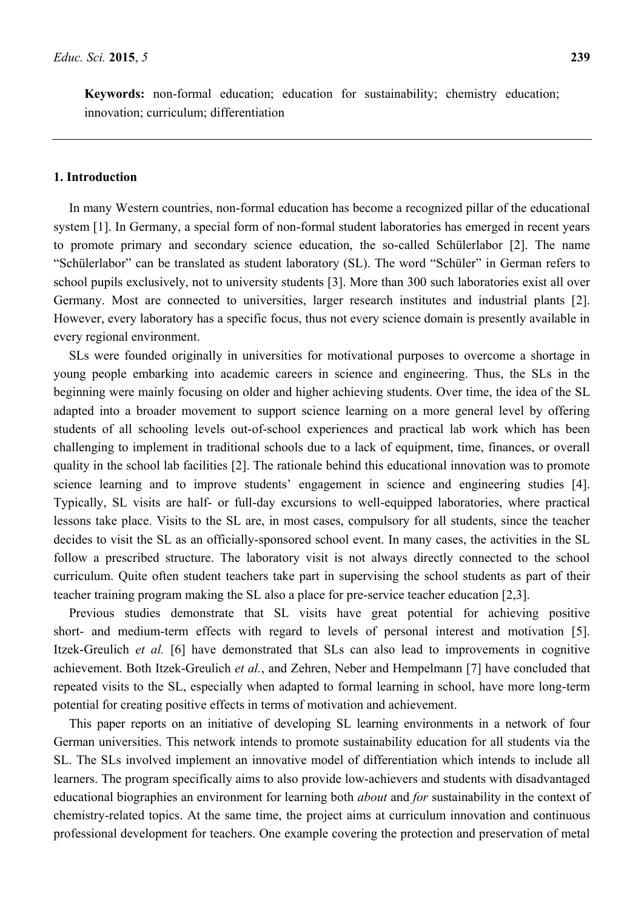**Keywords:** non-formal education; education for sustainability; chemistry education; innovation; curriculum; differentiation

## 1. Introduction

In many Western countries, non-formal education has become a recognized pillar of the educational system [1]. In Germany, a special form of non-formal student laboratories has emerged in recent years to promote primary and secondary science education, the so-called Schülerlabor [2]. The name "Schülerlabor" can be translated as student laboratory (SL). The word "Schüler" in German refers to school pupils exclusively, not to university students [3]. More than 300 such laboratories exist all over Germany. Most are connected to universities, larger research institutes and industrial plants [2]. However, every laboratory has a specific focus, thus not every science domain is presently available in every regional environment.

SLs were founded originally in universities for motivational purposes to overcome a shortage in young people embarking into academic careers in science and engineering. Thus, the SLs in the beginning were mainly focusing on older and higher achieving students. Over time, the idea of the SL adapted into a broader movement to support science learning on a more general level by offering students of all schooling levels out-of-school experiences and practical lab work which has been challenging to implement in traditional schools due to a lack of equipment, time, finances, or overall quality in the school lab facilities [2]. The rationale behind this educational innovation was to promote science learning and to improve students' engagement in science and engineering studies [4]. Typically, SL visits are half- or full-day excursions to well-equipped laboratories, where practical lessons take place. Visits to the SL are, in most cases, compulsory for all students, since the teacher decides to visit the SL as an officially-sponsored school event. In many cases, the activities in the SL follow a prescribed structure. The laboratory visit is not always directly connected to the school curriculum. Quite often student teachers take part in supervising the school students as part of their teacher training program making the SL also a place for pre-service teacher education [2,3].

Previous studies demonstrate that SL visits have great potential for achieving positive short- and medium-term effects with regard to levels of personal interest and motivation [5]. Itzek-Greulich *et al.* [6] have demonstrated that SLs can also lead to improvements in cognitive achievement. Both Itzek-Greulich *et al.*, and Zehren, Neber and Hempelmann [7] have concluded that repeated visits to the SL, especially when adapted to formal learning in school, have more long-term potential for creating positive effects in terms of motivation and achievement.

This paper reports on an initiative of developing SL learning environments in a network of four German universities. This network intends to promote sustainability education for all students via the SL. The SLs involved implement an innovative model of differentiation which intends to include all learners. The program specifically aims to also provide low-achievers and students with disadvantaged educational biographies an environment for learning both *about* and *for* sustainability in the context of chemistry-related topics. At the same time, the project aims at curriculum innovation and continuous professional development for teachers. One example covering the protection and preservation of metal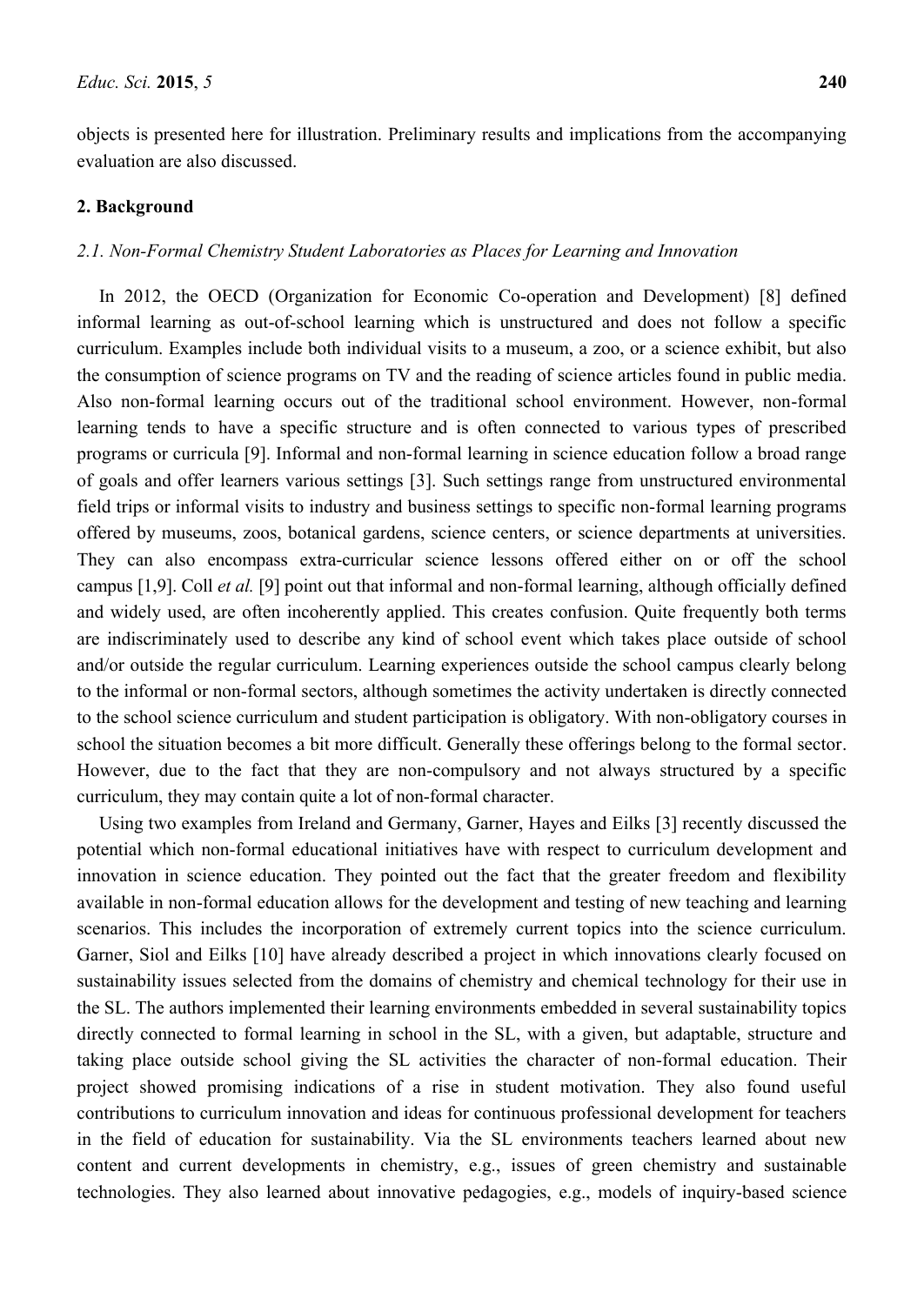objects is presented here for illustration. Preliminary results and implications from the accompanying evaluation are also discussed.

## 2. Background

### *2.1. Non-Formal Chemistry Student Laboratories as Places for Learning and Innovation*

In 2012, the OECD (Organization for Economic Co-operation and Development) [8] defined informal learning as out-of-school learning which is unstructured and does not follow a specific curriculum. Examples include both individual visits to a museum, a zoo, or a science exhibit, but also the consumption of science programs on TV and the reading of science articles found in public media. Also non-formal learning occurs out of the traditional school environment. However, non-formal learning tends to have a specific structure and is often connected to various types of prescribed programs or curricula [9]. Informal and non-formal learning in science education follow a broad range of goals and offer learners various settings [3]. Such settings range from unstructured environmental field trips or informal visits to industry and business settings to specific non-formal learning programs offered by museums, zoos, botanical gardens, science centers, or science departments at universities. They can also encompass extra-curricular science lessons offered either on or off the school campus [1,9]. Coll *et al.* [9] point out that informal and non-formal learning, although officially defined and widely used, are often incoherently applied. This creates confusion. Quite frequently both terms are indiscriminately used to describe any kind of school event which takes place outside of school and/or outside the regular curriculum. Learning experiences outside the school campus clearly belong to the informal or non-formal sectors, although sometimes the activity undertaken is directly connected to the school science curriculum and student participation is obligatory. With non-obligatory courses in school the situation becomes a bit more difficult. Generally these offerings belong to the formal sector. However, due to the fact that they are non-compulsory and not always structured by a specific curriculum, they may contain quite a lot of non-formal character.

Using two examples from Ireland and Germany, Garner, Hayes and Eilks [3] recently discussed the potential which non-formal educational initiatives have with respect to curriculum development and innovation in science education. They pointed out the fact that the greater freedom and flexibility available in non-formal education allows for the development and testing of new teaching and learning scenarios. This includes the incorporation of extremely current topics into the science curriculum. Garner, Siol and Eilks [10] have already described a project in which innovations clearly focused on sustainability issues selected from the domains of chemistry and chemical technology for their use in the SL. The authors implemented their learning environments embedded in several sustainability topics directly connected to formal learning in school in the SL, with a given, but adaptable, structure and taking place outside school giving the SL activities the character of non-formal education. Their project showed promising indications of a rise in student motivation. They also found useful contributions to curriculum innovation and ideas for continuous professional development for teachers in the field of education for sustainability. Via the SL environments teachers learned about new content and current developments in chemistry, e.g., issues of green chemistry and sustainable technologies. They also learned about innovative pedagogies, e.g., models of inquiry-based science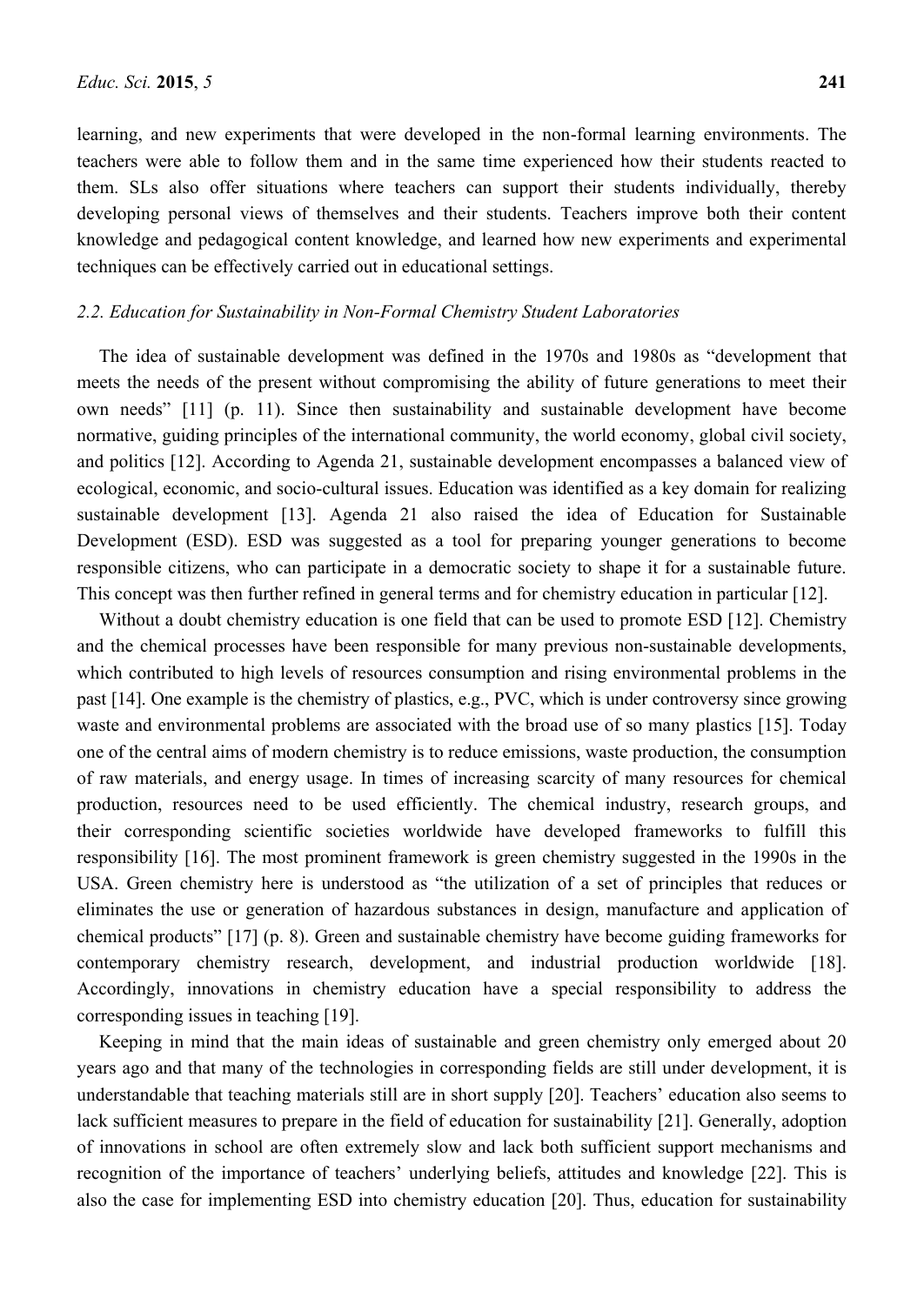learning, and new experiments that were developed in the non-formal learning environments. The teachers were able to follow them and in the same time experienced how their students reacted to them. SLs also offer situations where teachers can support their students individually, thereby developing personal views of themselves and their students. Teachers improve both their content knowledge and pedagogical content knowledge, and learned how new experiments and experimental techniques can be effectively carried out in educational settings.

### *2.2. Education for Sustainability in Non-Formal Chemistry Student Laboratories*

The idea of sustainable development was defined in the 1970s and 1980s as "development that meets the needs of the present without compromising the ability of future generations to meet their own needs" [11] (p. 11). Since then sustainability and sustainable development have become normative, guiding principles of the international community, the world economy, global civil society, and politics [12]. According to Agenda 21, sustainable development encompasses a balanced view of ecological, economic, and socio-cultural issues. Education was identified as a key domain for realizing sustainable development [13]. Agenda 21 also raised the idea of Education for Sustainable Development (ESD). ESD was suggested as a tool for preparing younger generations to become responsible citizens, who can participate in a democratic society to shape it for a sustainable future. This concept was then further refined in general terms and for chemistry education in particular [12].

Without a doubt chemistry education is one field that can be used to promote ESD [12]. Chemistry and the chemical processes have been responsible for many previous non-sustainable developments, which contributed to high levels of resources consumption and rising environmental problems in the past [14]. One example is the chemistry of plastics, e.g., PVC, which is under controversy since growing waste and environmental problems are associated with the broad use of so many plastics [15]. Today one of the central aims of modern chemistry is to reduce emissions, waste production, the consumption of raw materials, and energy usage. In times of increasing scarcity of many resources for chemical production, resources need to be used efficiently. The chemical industry, research groups, and their corresponding scientific societies worldwide have developed frameworks to fulfill this responsibility [16]. The most prominent framework is green chemistry suggested in the 1990s in the USA. Green chemistry here is understood as "the utilization of a set of principles that reduces or eliminates the use or generation of hazardous substances in design, manufacture and application of chemical products" [17] (p. 8). Green and sustainable chemistry have become guiding frameworks for contemporary chemistry research, development, and industrial production worldwide [18]. Accordingly, innovations in chemistry education have a special responsibility to address the corresponding issues in teaching [19].

Keeping in mind that the main ideas of sustainable and green chemistry only emerged about 20 years ago and that many of the technologies in corresponding fields are still under development, it is understandable that teaching materials still are in short supply [20]. Teachers' education also seems to lack sufficient measures to prepare in the field of education for sustainability [21]. Generally, adoption of innovations in school are often extremely slow and lack both sufficient support mechanisms and recognition of the importance of teachers' underlying beliefs, attitudes and knowledge [22]. This is also the case for implementing ESD into chemistry education [20]. Thus, education for sustainability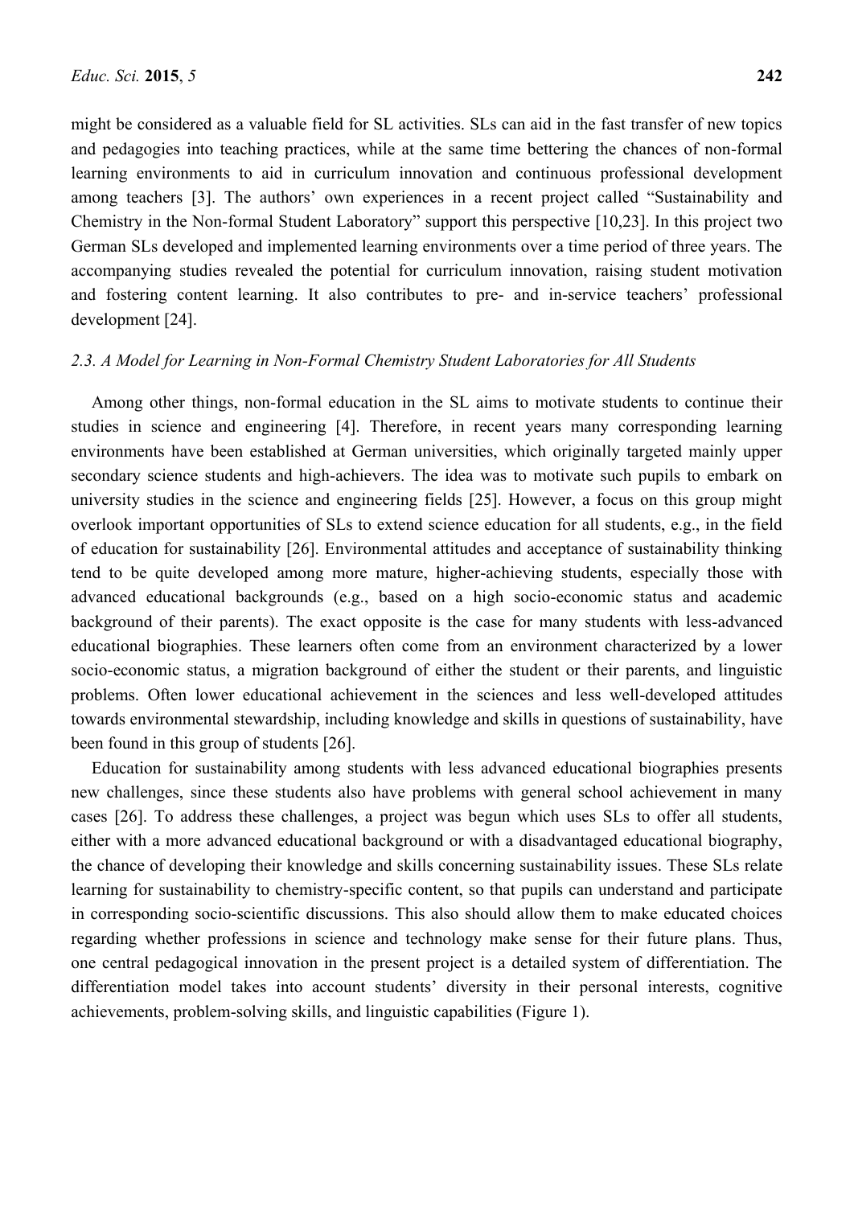might be considered as a valuable field for SL activities. SLs can aid in the fast transfer of new topics and pedagogies into teaching practices, while at the same time bettering the chances of non-formal learning environments to aid in curriculum innovation and continuous professional development among teachers [3]. The authors' own experiences in a recent project called "Sustainability and Chemistry in the Non-formal Student Laboratory" support this perspective [10,23]. In this project two German SLs developed and implemented learning environments over a time period of three years. The accompanying studies revealed the potential for curriculum innovation, raising student motivation and fostering content learning. It also contributes to pre- and in-service teachers' professional development [24].

### *2.3. A Model for Learning in Non-Formal Chemistry Student Laboratories for All Students*

Among other things, non-formal education in the SL aims to motivate students to continue their studies in science and engineering [4]. Therefore, in recent years many corresponding learning environments have been established at German universities, which originally targeted mainly upper secondary science students and high-achievers. The idea was to motivate such pupils to embark on university studies in the science and engineering fields [25]. However, a focus on this group might overlook important opportunities of SLs to extend science education for all students, e.g., in the field of education for sustainability [26]. Environmental attitudes and acceptance of sustainability thinking tend to be quite developed among more mature, higher-achieving students, especially those with advanced educational backgrounds (e.g., based on a high socio-economic status and academic background of their parents). The exact opposite is the case for many students with less-advanced educational biographies. These learners often come from an environment characterized by a lower socio-economic status, a migration background of either the student or their parents, and linguistic problems. Often lower educational achievement in the sciences and less well-developed attitudes towards environmental stewardship, including knowledge and skills in questions of sustainability, have been found in this group of students [26].

Education for sustainability among students with less advanced educational biographies presents new challenges, since these students also have problems with general school achievement in many cases [26]. To address these challenges, a project was begun which uses SLs to offer all students, either with a more advanced educational background or with a disadvantaged educational biography, the chance of developing their knowledge and skills concerning sustainability issues. These SLs relate learning for sustainability to chemistry-specific content, so that pupils can understand and participate in corresponding socio-scientific discussions. This also should allow them to make educated choices regarding whether professions in science and technology make sense for their future plans. Thus, one central pedagogical innovation in the present project is a detailed system of differentiation. The differentiation model takes into account students' diversity in their personal interests, cognitive achievements, problem-solving skills, and linguistic capabilities (Figure 1).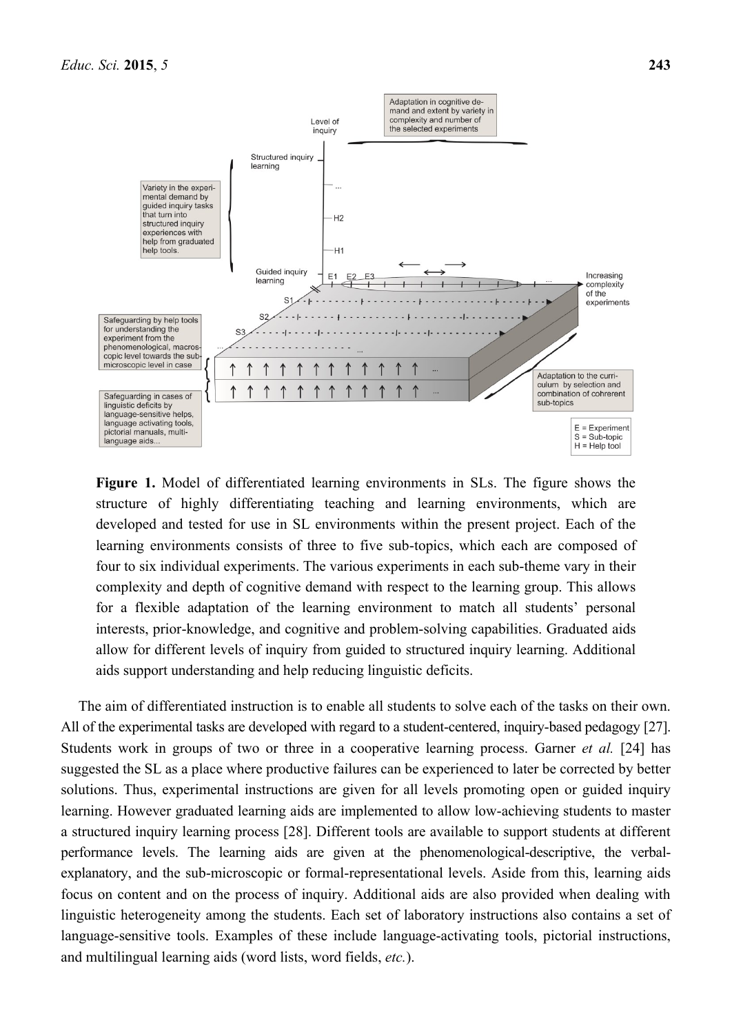**Figure 1.** Model of differentiated learning environments in SLs. The figure shows the structure of highly differentiating teaching and learning environments, which are developed and tested for use in SL environments within the present project. Each of the learning environments consists of three to five sub-topics, which each are composed of four to six individual experiments. The various experiments in each sub-theme vary in their complexity and depth of cognitive demand with respect to the learning group. This allows for a flexible adaptation of the learning environment to match all students' personal interests, prior-knowledge, and cognitive and problem-solving capabilities. Graduated aids allow for different levels of inquiry from guided to structured inquiry learning. Additional aids support understanding and help reducing linguistic deficits.

The aim of differentiated instruction is to enable all students to solve each of the tasks on their own. All of the experimental tasks are developed with regard to a student-centered, inquiry-based pedagogy [27]. Students work in groups of two or three in a cooperative learning process. Garner *et al.* [24] has suggested the SL as a place where productive failures can be experienced to later be corrected by better solutions. Thus, experimental instructions are given for all levels promoting open or guided inquiry learning. However graduated learning aids are implemented to allow low-achieving students to master a structured inquiry learning process [28]. Different tools are available to support students at different performance levels. The learning aids are given at the phenomenological-descriptive, the verbal-explanatory, and the sub-microscopic or formal-representational levels. Aside from this, learning aids focus on content and on the process of inquiry. Additional aids are also provided when dealing with linguistic heterogeneity among the students. Each set of laboratory instructions also contains a set of language-sensitive tools. Examples of these include language-activating tools, pictorial instructions, and multilingual learning aids (word lists, word fields, *etc.*).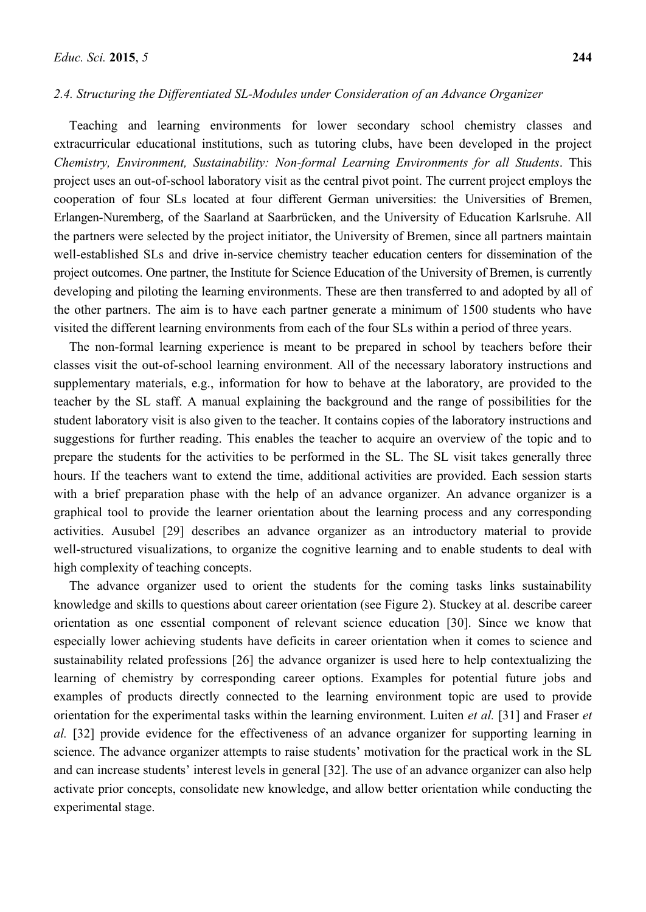### 2.4. Structuring the Differentiated SL-Modules under Consideration of an Advance Organizer

Teaching and learning environments for lower secondary school chemistry classes and extracurricular educational institutions, such as tutoring clubs, have been developed in the project *Chemistry, Environment, Sustainability: Non-formal Learning Environments for all Students*. This project uses an out-of-school laboratory visit as the central pivot point. The current project employs the cooperation of four SLs located at four different German universities: the Universities of Bremen, Erlangen-Nuremberg, of the Saarland at Saarbrücken, and the University of Education Karlsruhe. All the partners were selected by the project initiator, the University of Bremen, since all partners maintain well-established SLs and drive in-service chemistry teacher education centers for dissemination of the project outcomes. One partner, the Institute for Science Education of the University of Bremen, is currently developing and piloting the learning environments. These are then transferred to and adopted by all of the other partners. The aim is to have each partner generate a minimum of 1500 students who have visited the different learning environments from each of the four SLs within a period of three years.

The non-formal learning experience is meant to be prepared in school by teachers before their classes visit the out-of-school learning environment. All of the necessary laboratory instructions and supplementary materials, e.g., information for how to behave at the laboratory, are provided to the teacher by the SL staff. A manual explaining the background and the range of possibilities for the student laboratory visit is also given to the teacher. It contains copies of the laboratory instructions and suggestions for further reading. This enables the teacher to acquire an overview of the topic and to prepare the students for the activities to be performed in the SL. The SL visit takes generally three hours. If the teachers want to extend the time, additional activities are provided. Each session starts with a brief preparation phase with the help of an advance organizer. An advance organizer is a graphical tool to provide the learner orientation about the learning process and any corresponding activities. Ausubel [29] describes an advance organizer as an introductory material to provide well-structured visualizations, to organize the cognitive learning and to enable students to deal with high complexity of teaching concepts.

The advance organizer used to orient the students for the coming tasks links sustainability knowledge and skills to questions about career orientation (see Figure 2). Stuckey at al. describe career orientation as one essential component of relevant science education [30]. Since we know that especially lower achieving students have deficits in career orientation when it comes to science and sustainability related professions [26] the advance organizer is used here to help contextualizing the learning of chemistry by corresponding career options. Examples for potential future jobs and examples of products directly connected to the learning environment topic are used to provide orientation for the experimental tasks within the learning environment. Luiten *et al.* [31] and Fraser *et al.* [32] provide evidence for the effectiveness of an advance organizer for supporting learning in science. The advance organizer attempts to raise students' motivation for the practical work in the SL and can increase students' interest levels in general [32]. The use of an advance organizer can also help activate prior concepts, consolidate new knowledge, and allow better orientation while conducting the experimental stage.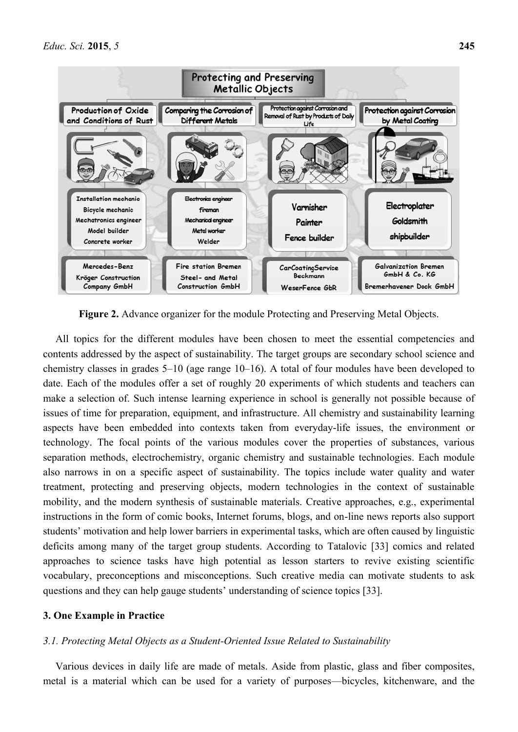**Figure 2.** Advance organizer for the module Protecting and Preserving Metal Objects.

All topics for the different modules have been chosen to meet the essential competencies and contents addressed by the aspect of sustainability. The target groups are secondary school science and chemistry classes in grades 5–10 (age range 10–16). A total of four modules have been developed to date. Each of the modules offer a set of roughly 20 experiments of which students and teachers can make a selection of. Such intense learning experience in school is generally not possible because of issues of time for preparation, equipment, and infrastructure. All chemistry and sustainability learning aspects have been embedded into contexts taken from everyday-life issues, the environment or technology. The focal points of the various modules cover the properties of substances, various separation methods, electrochemistry, organic chemistry and sustainable technologies. Each module also narrows in on a specific aspect of sustainability. The topics include water quality and water treatment, protecting and preserving objects, modern technologies in the context of sustainable mobility, and the modern synthesis of sustainable materials. Creative approaches, e.g., experimental instructions in the form of comic books, Internet forums, blogs, and on-line news reports also support students' motivation and help lower barriers in experimental tasks, which are often caused by linguistic deficits among many of the target group students. According to Tatalovic [33] comics and related approaches to science tasks have high potential as lesson starters to revive existing scientific vocabulary, preconceptions and misconceptions. Such creative media can motivate students to ask questions and they can help gauge students' understanding of science topics [33].

## 3. One Example in Practice

### *3.1. Protecting Metal Objects as a Student-Oriented Issue Related to Sustainability*

Various devices in daily life are made of metals. Aside from plastic, glass and fiber composites, metal is a material which can be used for a variety of purposes—bicycles, kitchenware, and the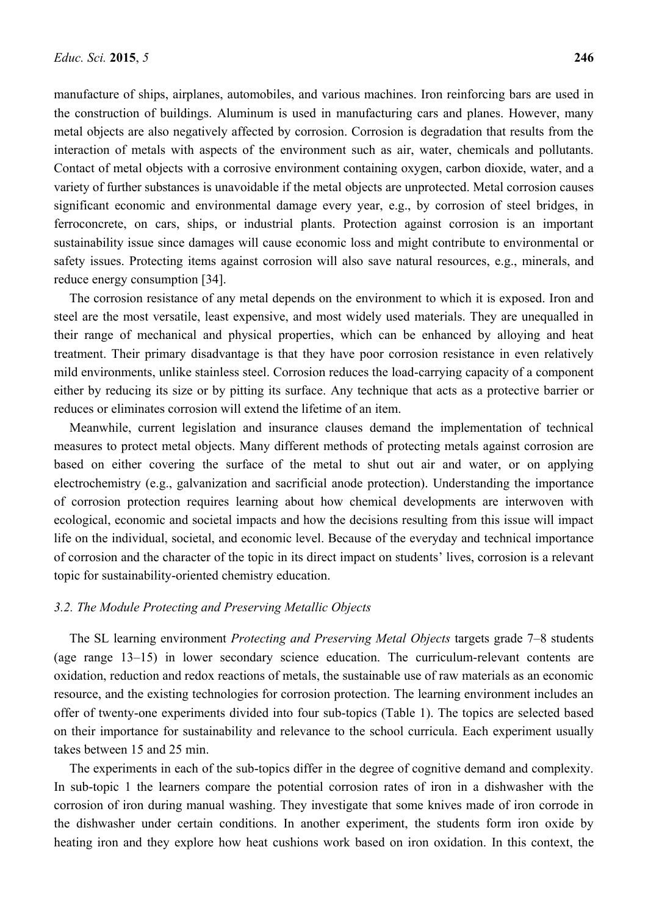manufacture of ships, airplanes, automobiles, and various machines. Iron reinforcing bars are used in the construction of buildings. Aluminum is used in manufacturing cars and planes. However, many metal objects are also negatively affected by corrosion. Corrosion is degradation that results from the interaction of metals with aspects of the environment such as air, water, chemicals and pollutants. Contact of metal objects with a corrosive environment containing oxygen, carbon dioxide, water, and a variety of further substances is unavoidable if the metal objects are unprotected. Metal corrosion causes significant economic and environmental damage every year, e.g., by corrosion of steel bridges, in ferroconcrete, on cars, ships, or industrial plants. Protection against corrosion is an important sustainability issue since damages will cause economic loss and might contribute to environmental or safety issues. Protecting items against corrosion will also save natural resources, e.g., minerals, and reduce energy consumption [34].

The corrosion resistance of any metal depends on the environment to which it is exposed. Iron and steel are the most versatile, least expensive, and most widely used materials. They are unequalled in their range of mechanical and physical properties, which can be enhanced by alloying and heat treatment. Their primary disadvantage is that they have poor corrosion resistance in even relatively mild environments, unlike stainless steel. Corrosion reduces the load-carrying capacity of a component either by reducing its size or by pitting its surface. Any technique that acts as a protective barrier or reduces or eliminates corrosion will extend the lifetime of an item.

Meanwhile, current legislation and insurance clauses demand the implementation of technical measures to protect metal objects. Many different methods of protecting metals against corrosion are based on either covering the surface of the metal to shut out air and water, or on applying electrochemistry (e.g., galvanization and sacrificial anode protection). Understanding the importance of corrosion protection requires learning about how chemical developments are interwoven with ecological, economic and societal impacts and how the decisions resulting from this issue will impact life on the individual, societal, and economic level. Because of the everyday and technical importance of corrosion and the character of the topic in its direct impact on students' lives, corrosion is a relevant topic for sustainability-oriented chemistry education.

### *3.2. The Module Protecting and Preserving Metallic Objects*

The SL learning environment *Protecting and Preserving Metal Objects* targets grade 7–8 students (age range 13–15) in lower secondary science education. The curriculum-relevant contents are oxidation, reduction and redox reactions of metals, the sustainable use of raw materials as an economic resource, and the existing technologies for corrosion protection. The learning environment includes an offer of twenty-one experiments divided into four sub-topics (Table 1). The topics are selected based on their importance for sustainability and relevance to the school curricula. Each experiment usually takes between 15 and 25 min.

The experiments in each of the sub-topics differ in the degree of cognitive demand and complexity. In sub-topic 1 the learners compare the potential corrosion rates of iron in a dishwasher with the corrosion of iron during manual washing. They investigate that some knives made of iron corrode in the dishwasher under certain conditions. In another experiment, the students form iron oxide by heating iron and they explore how heat cushions work based on iron oxidation. In this context, the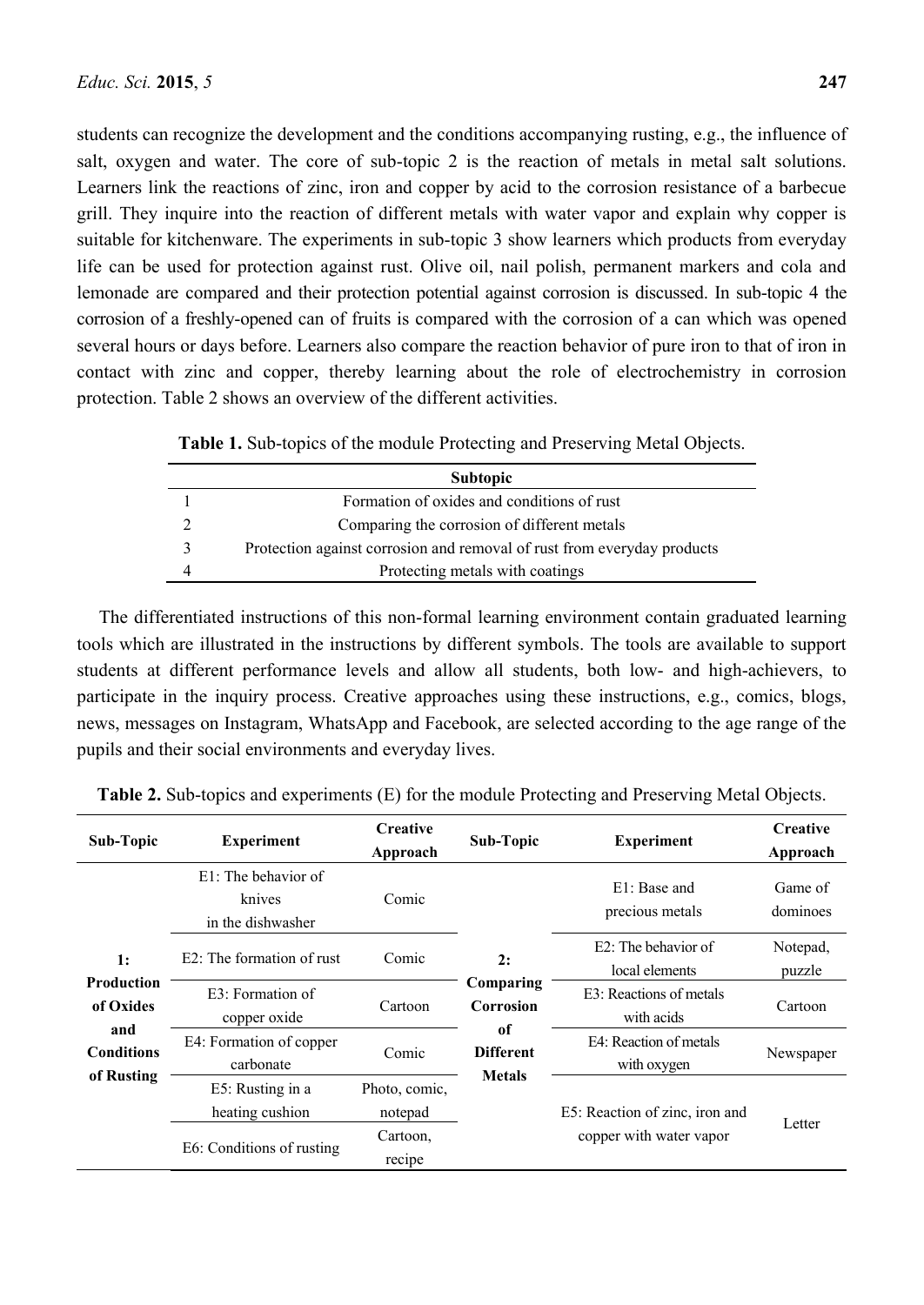students can recognize the development and the conditions accompanying rusting, e.g., the influence of salt, oxygen and water. The core of sub-topic 2 is the reaction of metals in metal salt solutions. Learners link the reactions of zinc, iron and copper by acid to the corrosion resistance of a barbecue grill. They inquire into the reaction of different metals with water vapor and explain why copper is suitable for kitchenware. The experiments in sub-topic 3 show learners which products from everyday life can be used for protection against rust. Olive oil, nail polish, permanent markers and cola and lemonade are compared and their protection potential against corrosion is discussed. In sub-topic 4 the corrosion of a freshly-opened can of fruits is compared with the corrosion of a can which was opened several hours or days before. Learners also compare the reaction behavior of pure iron to that of iron in contact with zinc and copper, thereby learning about the role of electrochemistry in corrosion protection. Table 2 shows an overview of the different activities.

**Table 1.** Sub-topics of the module Protecting and Preserving Metal Objects.

| | Subtopic |
|---|---|
| 1 | Formation of oxides and conditions of rust |
| 2 | Comparing the corrosion of different metals |
| 3 | Protection against corrosion and removal of rust from everyday products |
| 4 | Protecting metals with coatings |

The differentiated instructions of this non-formal learning environment contain graduated learning tools which are illustrated in the instructions by different symbols. The tools are available to support students at different performance levels and allow all students, both low- and high-achievers, to participate in the inquiry process. Creative approaches using these instructions, e.g., comics, blogs, news, messages on Instagram, WhatsApp and Facebook, are selected according to the age range of the pupils and their social environments and everyday lives.

**Table 2.** Sub-topics and experiments (E) for the module Protecting and Preserving Metal Objects.

| Sub-Topic | Experiment | Creative Approach | Sub-Topic | Experiment | Creative Approach |
|---|---|---|---|---|---|
| **1: Production of Oxides and Conditions of Rusting** | E1: The behavior of knives in the dishwasher | Comic | **2: Comparing Corrosion of Different Metals** | E1: Base and precious metals | Game of dominoes |
| | E2: The formation of rust | Comic | | E2: The behavior of local elements | Notepad, puzzle |
| | E3: Formation of copper oxide | Cartoon | | E3: Reactions of metals with acids | Cartoon |
| | E4: Formation of copper carbonate | Comic | | E4: Reaction of metals with oxygen | Newspaper |
| | E5: Rusting in a heating cushion | Photo, comic, notepad | | E5: Reaction of zinc, iron and copper with water vapor | Letter |
| | E6: Conditions of rusting | Cartoon, recipe | | | |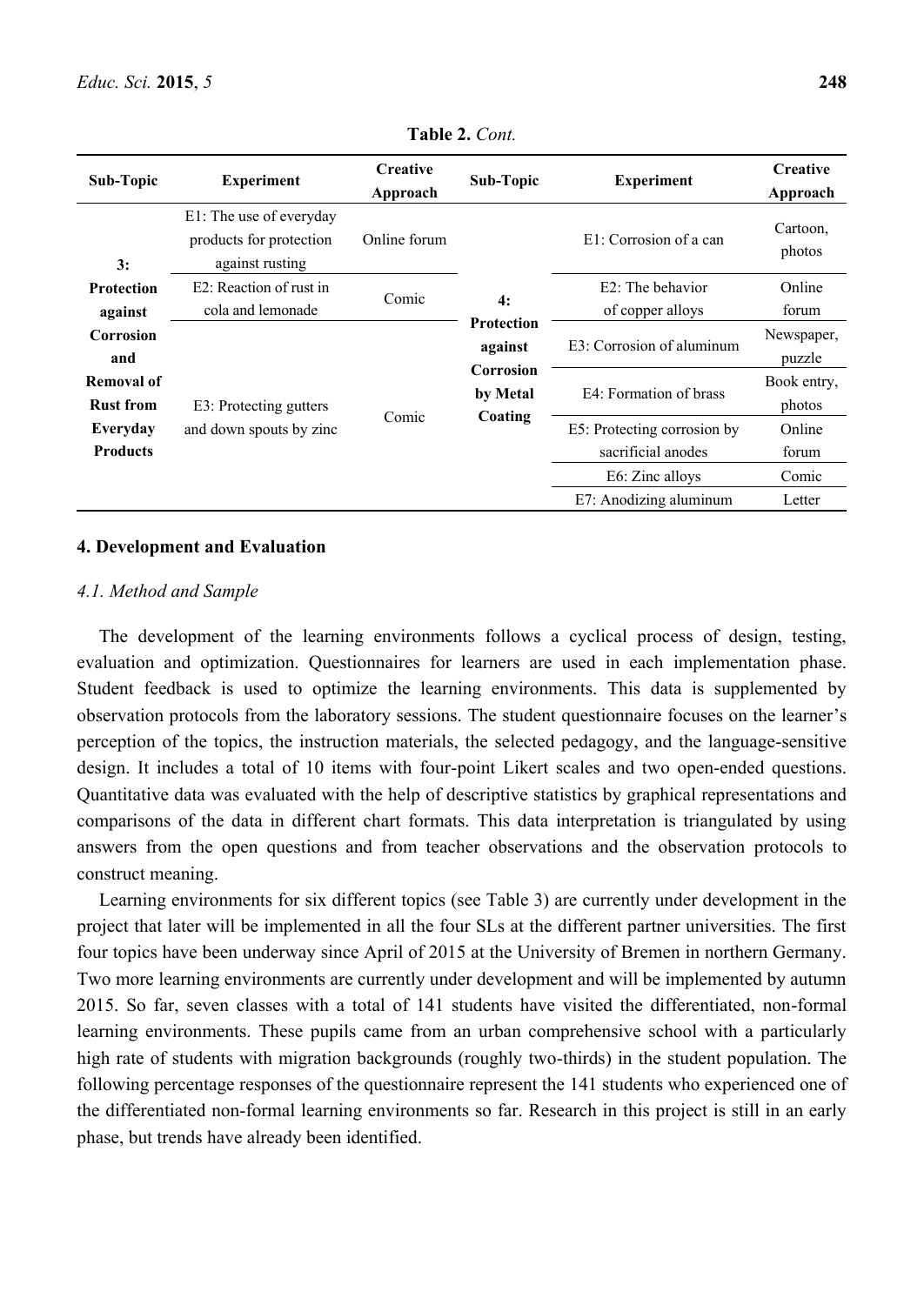**Table 2.** *Cont.*

| Sub-Topic | Experiment | Creative Approach | Sub-Topic | Experiment | Creative Approach |
|---|---|---|---|---|---|
| **3: Protection against Corrosion and Removal of Rust from Everyday Products** | E1: The use of everyday products for protection against rusting | Online forum | **4: Protection against Corrosion by Metal Coating** | E1: Corrosion of a can | Cartoon, photos |
| | E2: Reaction of rust in cola and lemonade | Comic | | E2: The behavior of copper alloys | Online forum |
| | E3: Protecting gutters and down spouts by zinc | Comic | | E3: Corrosion of aluminum | Newspaper, puzzle |
| | | | | E4: Formation of brass | Book entry, photos |
| | | | | E5: Protecting corrosion by sacrificial anodes | Online forum |
| | | | | E6: Zinc alloys | Comic |
| | | | | E7: Anodizing aluminum | Letter |

## 4. Development and Evaluation

### *4.1. Method and Sample*

The development of the learning environments follows a cyclical process of design, testing, evaluation and optimization. Questionnaires for learners are used in each implementation phase. Student feedback is used to optimize the learning environments. This data is supplemented by observation protocols from the laboratory sessions. The student questionnaire focuses on the learner's perception of the topics, the instruction materials, the selected pedagogy, and the language-sensitive design. It includes a total of 10 items with four-point Likert scales and two open-ended questions. Quantitative data was evaluated with the help of descriptive statistics by graphical representations and comparisons of the data in different chart formats. This data interpretation is triangulated by using answers from the open questions and from teacher observations and the observation protocols to construct meaning.

Learning environments for six different topics (see Table 3) are currently under development in the project that later will be implemented in all the four SLs at the different partner universities. The first four topics have been underway since April of 2015 at the University of Bremen in northern Germany. Two more learning environments are currently under development and will be implemented by autumn 2015. So far, seven classes with a total of 141 students have visited the differentiated, non-formal learning environments. These pupils came from an urban comprehensive school with a particularly high rate of students with migration backgrounds (roughly two-thirds) in the student population. The following percentage responses of the questionnaire represent the 141 students who experienced one of the differentiated non-formal learning environments so far. Research in this project is still in an early phase, but trends have already been identified.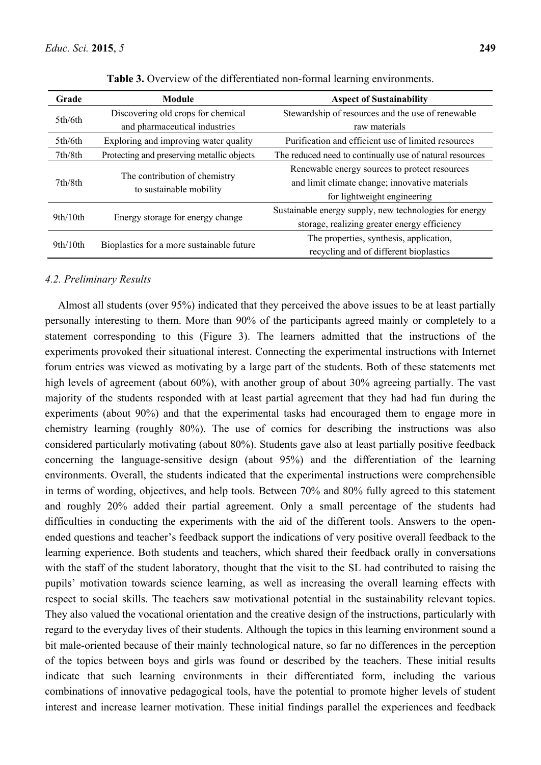**Table 3.** Overview of the differentiated non-formal learning environments.

| Grade | Module | Aspect of Sustainability |
|---|---|---|
| 5th/6th | Discovering old crops for chemical and pharmaceutical industries | Stewardship of resources and the use of renewable raw materials |
| 5th/6th | Exploring and improving water quality | Purification and efficient use of limited resources |
| 7th/8th | Protecting and preserving metallic objects | The reduced need to continually use of natural resources |
| 7th/8th | The contribution of chemistry to sustainable mobility | Renewable energy sources to protect resources and limit climate change; innovative materials for lightweight engineering |
| 9th/10th | Energy storage for energy change | Sustainable energy supply, new technologies for energy storage, realizing greater energy efficiency |
| 9th/10th | Bioplastics for a more sustainable future | The properties, synthesis, application, recycling and of different bioplastics |

### *4.2. Preliminary Results*

Almost all students (over 95%) indicated that they perceived the above issues to be at least partially personally interesting to them. More than 90% of the participants agreed mainly or completely to a statement corresponding to this (Figure 3). The learners admitted that the instructions of the experiments provoked their situational interest. Connecting the experimental instructions with Internet forum entries was viewed as motivating by a large part of the students. Both of these statements met high levels of agreement (about 60%), with another group of about 30% agreeing partially. The vast majority of the students responded with at least partial agreement that they had had fun during the experiments (about 90%) and that the experimental tasks had encouraged them to engage more in chemistry learning (roughly 80%). The use of comics for describing the instructions was also considered particularly motivating (about 80%). Students gave also at least partially positive feedback concerning the language-sensitive design (about 95%) and the differentiation of the learning environments. Overall, the students indicated that the experimental instructions were comprehensible in terms of wording, objectives, and help tools. Between 70% and 80% fully agreed to this statement and roughly 20% added their partial agreement. Only a small percentage of the students had difficulties in conducting the experiments with the aid of the different tools. Answers to the open-ended questions and teacher's feedback support the indications of very positive overall feedback to the learning experience. Both students and teachers, which shared their feedback orally in conversations with the staff of the student laboratory, thought that the visit to the SL had contributed to raising the pupils' motivation towards science learning, as well as increasing the overall learning effects with respect to social skills. The teachers saw motivational potential in the sustainability relevant topics. They also valued the vocational orientation and the creative design of the instructions, particularly with regard to the everyday lives of their students. Although the topics in this learning environment sound a bit male-oriented because of their mainly technological nature, so far no differences in the perception of the topics between boys and girls was found or described by the teachers. These initial results indicate that such learning environments in their differentiated form, including the various combinations of innovative pedagogical tools, have the potential to promote higher levels of student interest and increase learner motivation. These initial findings parallel the experiences and feedback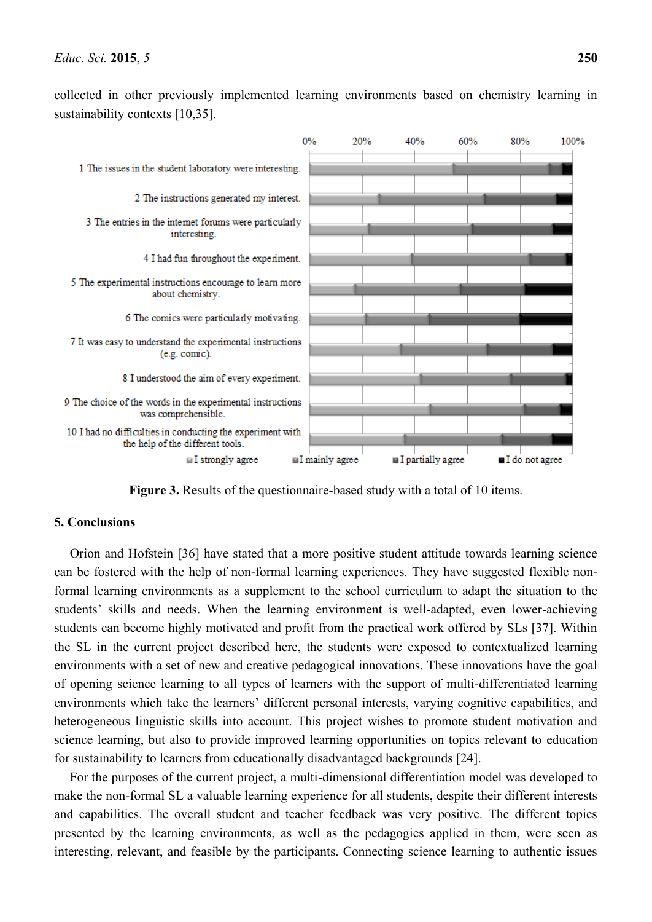collected in other previously implemented learning environments based on chemistry learning in sustainability contexts [10,35].

**Figure 3.** Results of the questionnaire-based study with a total of 10 items.

## 5. Conclusions

Orion and Hofstein [36] have stated that a more positive student attitude towards learning science can be fostered with the help of non-formal learning experiences. They have suggested flexible non-formal learning environments as a supplement to the school curriculum to adapt the situation to the students' skills and needs. When the learning environment is well-adapted, even lower-achieving students can become highly motivated and profit from the practical work offered by SLs [37]. Within the SL in the current project described here, the students were exposed to contextualized learning environments with a set of new and creative pedagogical innovations. These innovations have the goal of opening science learning to all types of learners with the support of multi-differentiated learning environments which take the learners' different personal interests, varying cognitive capabilities, and heterogeneous linguistic skills into account. This project wishes to promote student motivation and science learning, but also to provide improved learning opportunities on topics relevant to education for sustainability to learners from educationally disadvantaged backgrounds [24].

For the purposes of the current project, a multi-dimensional differentiation model was developed to make the non-formal SL a valuable learning experience for all students, despite their different interests and capabilities. The overall student and teacher feedback was very positive. The different topics presented by the learning environments, as well as the pedagogies applied in them, were seen as interesting, relevant, and feasible by the participants. Connecting science learning to authentic issues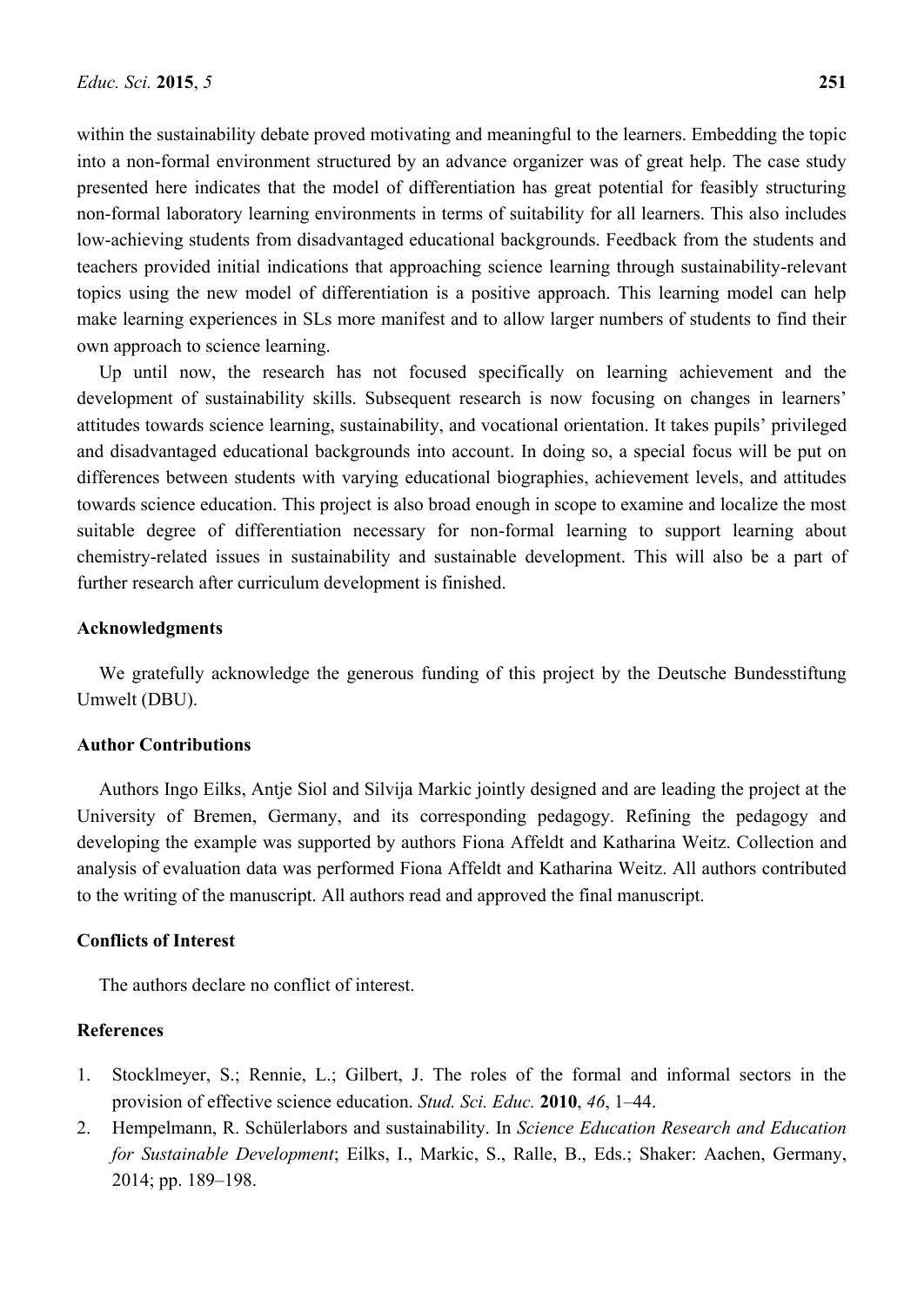within the sustainability debate proved motivating and meaningful to the learners. Embedding the topic into a non-formal environment structured by an advance organizer was of great help. The case study presented here indicates that the model of differentiation has great potential for feasibly structuring non-formal laboratory learning environments in terms of suitability for all learners. This also includes low-achieving students from disadvantaged educational backgrounds. Feedback from the students and teachers provided initial indications that approaching science learning through sustainability-relevant topics using the new model of differentiation is a positive approach. This learning model can help make learning experiences in SLs more manifest and to allow larger numbers of students to find their own approach to science learning.

Up until now, the research has not focused specifically on learning achievement and the development of sustainability skills. Subsequent research is now focusing on changes in learners' attitudes towards science learning, sustainability, and vocational orientation. It takes pupils' privileged and disadvantaged educational backgrounds into account. In doing so, a special focus will be put on differences between students with varying educational biographies, achievement levels, and attitudes towards science education. This project is also broad enough in scope to examine and localize the most suitable degree of differentiation necessary for non-formal learning to support learning about chemistry-related issues in sustainability and sustainable development. This will also be a part of further research after curriculum development is finished.

## Acknowledgments

We gratefully acknowledge the generous funding of this project by the Deutsche Bundesstiftung Umwelt (DBU).

## Author Contributions

Authors Ingo Eilks, Antje Siol and Silvija Markic jointly designed and are leading the project at the University of Bremen, Germany, and its corresponding pedagogy. Refining the pedagogy and developing the example was supported by authors Fiona Affeldt and Katharina Weitz. Collection and analysis of evaluation data was performed Fiona Affeldt and Katharina Weitz. All authors contributed to the writing of the manuscript. All authors read and approved the final manuscript.

## Conflicts of Interest

The authors declare no conflict of interest.

## References

1. Stocklmeyer, S.; Rennie, L.; Gilbert, J. The roles of the formal and informal sectors in the provision of effective science education. *Stud. Sci. Educ.* **2010**, *46*, 1–44.
2. Hempelmann, R. Schülerlabors and sustainability. In *Science Education Research and Education for Sustainable Development*; Eilks, I., Markic, S., Ralle, B., Eds.; Shaker: Aachen, Germany, 2014; pp. 189–198.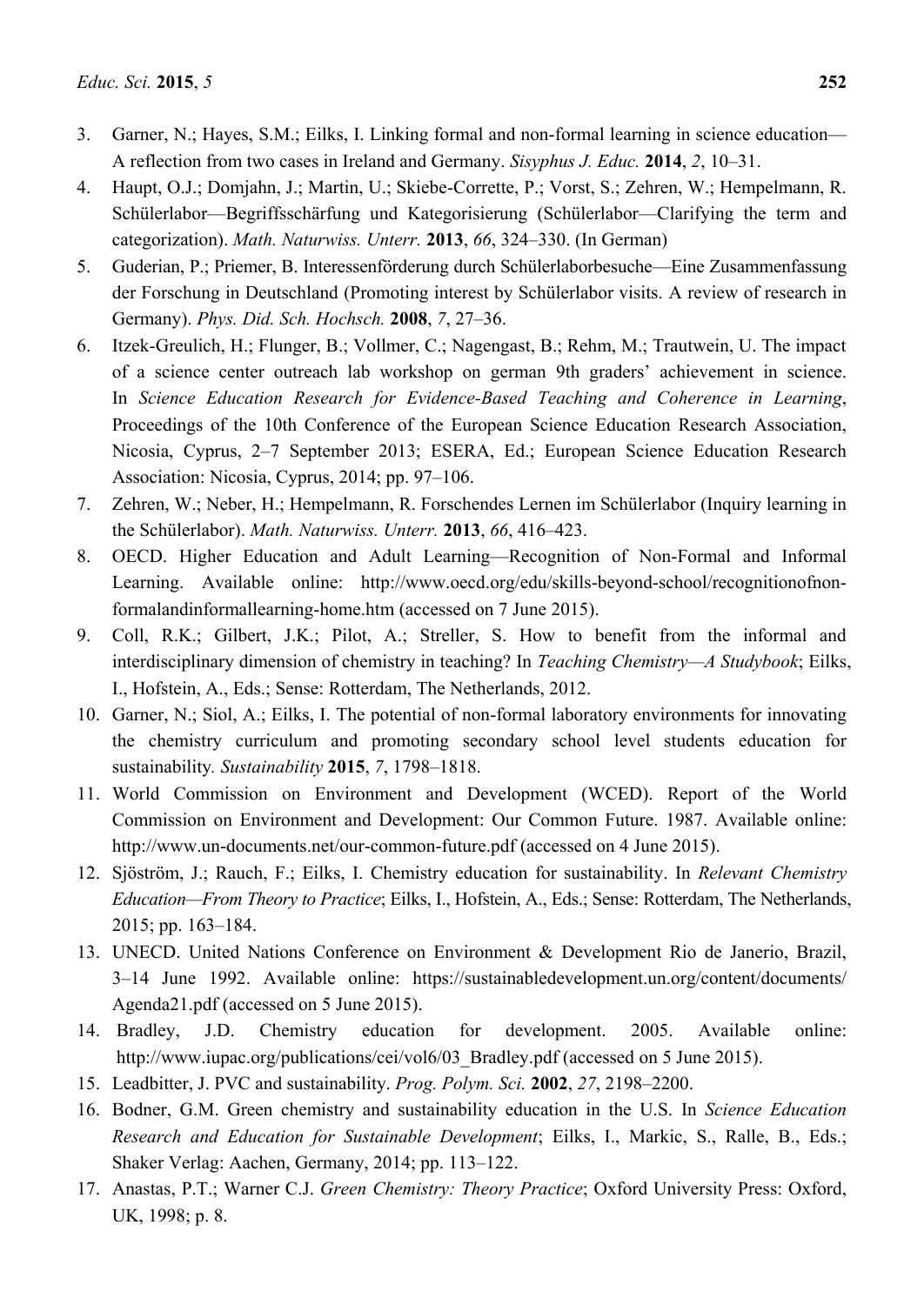3. Garner, N.; Hayes, S.M.; Eilks, I. Linking formal and non-formal learning in science education—A reflection from two cases in Ireland and Germany. *Sisyphus J. Educ.* **2014**, *2*, 10–31.
4. Haupt, O.J.; Domjahn, J.; Martin, U.; Skiebe-Corrette, P.; Vorst, S.; Zehren, W.; Hempelmann, R. Schülerlabor—Begriffsschärfung und Kategorisierung (Schülerlabor—Clarifying the term and categorization). *Math. Naturwiss. Unterr.* **2013**, *66*, 324–330. (In German)
5. Guderian, P.; Priemer, B. Interessenförderung durch Schülerlaborbesuche—Eine Zusammenfassung der Forschung in Deutschland (Promoting interest by Schülerlabor visits. A review of research in Germany). *Phys. Did. Sch. Hochsch.* **2008**, *7*, 27–36.
6. Itzek-Greulich, H.; Flunger, B.; Vollmer, C.; Nagengast, B.; Rehm, M.; Trautwein, U. The impact of a science center outreach lab workshop on german 9th graders' achievement in science. In *Science Education Research for Evidence-Based Teaching and Coherence in Learning*, Proceedings of the 10th Conference of the European Science Education Research Association, Nicosia, Cyprus, 2–7 September 2013; ESERA, Ed.; European Science Education Research Association: Nicosia, Cyprus, 2014; pp. 97–106.
7. Zehren, W.; Neber, H.; Hempelmann, R. Forschendes Lernen im Schülerlabor (Inquiry learning in the Schülerlabor). *Math. Naturwiss. Unterr.* **2013**, *66*, 416–423.
8. OECD. Higher Education and Adult Learning—Recognition of Non-Formal and Informal Learning. Available online: http://www.oecd.org/edu/skills-beyond-school/recognitionofnon-formalandinformallearning-home.htm (accessed on 7 June 2015).
9. Coll, R.K.; Gilbert, J.K.; Pilot, A.; Streller, S. How to benefit from the informal and interdisciplinary dimension of chemistry in teaching? In *Teaching Chemistry—A Studybook*; Eilks, I., Hofstein, A., Eds.; Sense: Rotterdam, The Netherlands, 2012.
10. Garner, N.; Siol, A.; Eilks, I. The potential of non-formal laboratory environments for innovating the chemistry curriculum and promoting secondary school level students education for sustainability. *Sustainability* **2015**, *7*, 1798–1818.
11. World Commission on Environment and Development (WCED). Report of the World Commission on Environment and Development: Our Common Future. 1987. Available online: http://www.un-documents.net/our-common-future.pdf (accessed on 4 June 2015).
12. Sjöström, J.; Rauch, F.; Eilks, I. Chemistry education for sustainability. In *Relevant Chemistry Education—From Theory to Practice*; Eilks, I., Hofstein, A., Eds.; Sense: Rotterdam, The Netherlands, 2015; pp. 163–184.
13. UNECD. United Nations Conference on Environment & Development Rio de Janerio, Brazil, 3–14 June 1992. Available online: https://sustainabledevelopment.un.org/content/documents/Agenda21.pdf (accessed on 5 June 2015).
14. Bradley, J.D. Chemistry education for development. 2005. Available online: http://www.iupac.org/publications/cei/vol6/03_Bradley.pdf (accessed on 5 June 2015).
15. Leadbitter, J. PVC and sustainability. *Prog. Polym. Sci.* **2002**, *27*, 2198–2200.
16. Bodner, G.M. Green chemistry and sustainability education in the U.S. In *Science Education Research and Education for Sustainable Development*; Eilks, I., Markic, S., Ralle, B., Eds.; Shaker Verlag: Aachen, Germany, 2014; pp. 113–122.
17. Anastas, P.T.; Warner C.J. *Green Chemistry: Theory Practice*; Oxford University Press: Oxford, UK, 1998; p. 8.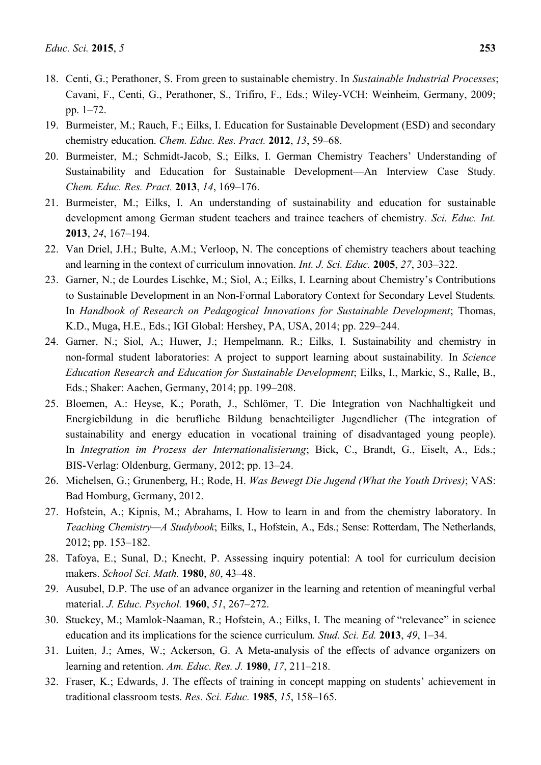18. Centi, G.; Perathoner, S. From green to sustainable chemistry. In *Sustainable Industrial Processes*; Cavani, F., Centi, G., Perathoner, S., Trifiro, F., Eds.; Wiley-VCH: Weinheim, Germany, 2009; pp. 1–72.
19. Burmeister, M.; Rauch, F.; Eilks, I. Education for Sustainable Development (ESD) and secondary chemistry education. *Chem. Educ. Res. Pract.* **2012**, *13*, 59–68.
20. Burmeister, M.; Schmidt-Jacob, S.; Eilks, I. German Chemistry Teachers' Understanding of Sustainability and Education for Sustainable Development—An Interview Case Study. *Chem. Educ. Res. Pract.* **2013**, *14*, 169–176.
21. Burmeister, M.; Eilks, I. An understanding of sustainability and education for sustainable development among German student teachers and trainee teachers of chemistry. *Sci. Educ. Int.* **2013**, *24*, 167–194.
22. Van Driel, J.H.; Bulte, A.M.; Verloop, N. The conceptions of chemistry teachers about teaching and learning in the context of curriculum innovation. *Int. J. Sci. Educ.* **2005**, *27*, 303–322.
23. Garner, N.; de Lourdes Lischke, M.; Siol, A.; Eilks, I. Learning about Chemistry's Contributions to Sustainable Development in an Non-Formal Laboratory Context for Secondary Level Students. In *Handbook of Research on Pedagogical Innovations for Sustainable Development*; Thomas, K.D., Muga, H.E., Eds.; IGI Global: Hershey, PA, USA, 2014; pp. 229–244.
24. Garner, N.; Siol, A.; Huwer, J.; Hempelmann, R.; Eilks, I. Sustainability and chemistry in non-formal student laboratories: A project to support learning about sustainability. In *Science Education Research and Education for Sustainable Development*; Eilks, I., Markic, S., Ralle, B., Eds.; Shaker: Aachen, Germany, 2014; pp. 199–208.
25. Bloemen, A.: Heyse, K.; Porath, J., Schlömer, T. Die Integration von Nachhaltigkeit und Energiebildung in die berufliche Bildung benachteiligter Jugendlicher (The integration of sustainability and energy education in vocational training of disadvantaged young people). In *Integration im Prozess der Internationalisierung*; Bick, C., Brandt, G., Eiselt, A., Eds.; BIS-Verlag: Oldenburg, Germany, 2012; pp. 13–24.
26. Michelsen, G.; Grunenberg, H.; Rode, H. *Was Bewegt Die Jugend (What the Youth Drives)*; VAS: Bad Homburg, Germany, 2012.
27. Hofstein, A.; Kipnis, M.; Abrahams, I. How to learn in and from the chemistry laboratory. In *Teaching Chemistry—A Studybook*; Eilks, I., Hofstein, A., Eds.; Sense: Rotterdam, The Netherlands, 2012; pp. 153–182.
28. Tafoya, E.; Sunal, D.; Knecht, P. Assessing inquiry potential: A tool for curriculum decision makers. *School Sci. Math.* **1980**, *80*, 43–48.
29. Ausubel, D.P. The use of an advance organizer in the learning and retention of meaningful verbal material. *J. Educ. Psychol.* **1960**, *51*, 267–272.
30. Stuckey, M.; Mamlok-Naaman, R.; Hofstein, A.; Eilks, I. The meaning of "relevance" in science education and its implications for the science curriculum. *Stud. Sci. Ed.* **2013**, *49*, 1–34.
31. Luiten, J.; Ames, W.; Ackerson, G. A Meta-analysis of the effects of advance organizers on learning and retention. *Am. Educ. Res. J.* **1980**, *17*, 211–218.
32. Fraser, K.; Edwards, J. The effects of training in concept mapping on students' achievement in traditional classroom tests. *Res. Sci. Educ.* **1985**, *15*, 158–165.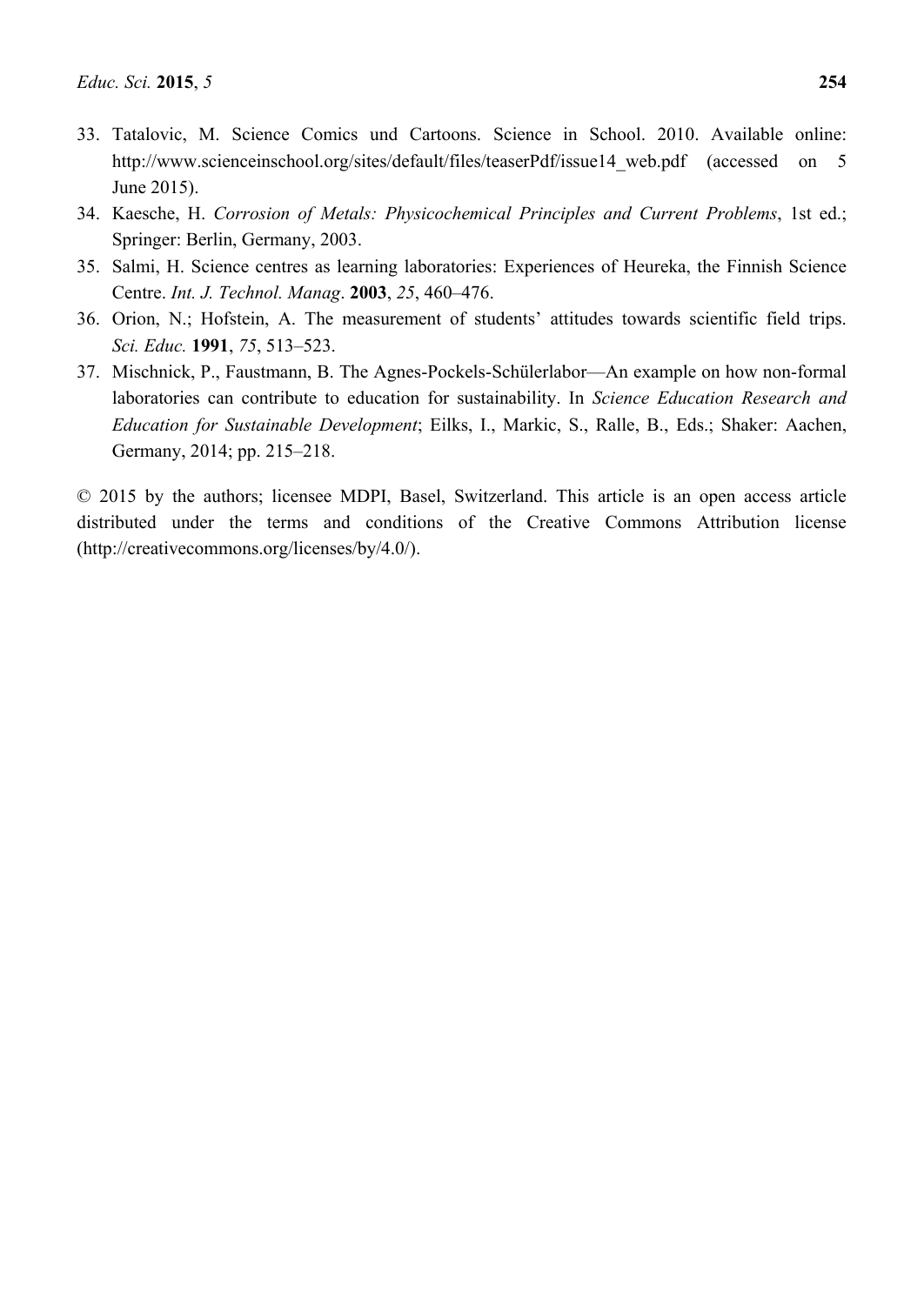33. Tatalovic, M. Science Comics und Cartoons. Science in School. 2010. Available online: http://www.scienceinschool.org/sites/default/files/teaserPdf/issue14_web.pdf (accessed on 5 June 2015).
34. Kaesche, H. *Corrosion of Metals: Physicochemical Principles and Current Problems*, 1st ed.; Springer: Berlin, Germany, 2003.
35. Salmi, H. Science centres as learning laboratories: Experiences of Heureka, the Finnish Science Centre. *Int. J. Technol. Manag*. **2003**, *25*, 460–476.
36. Orion, N.; Hofstein, A. The measurement of students' attitudes towards scientific field trips. *Sci. Educ.* **1991**, *75*, 513–523.
37. Mischnick, P., Faustmann, B. The Agnes-Pockels-Schülerlabor—An example on how non-formal laboratories can contribute to education for sustainability. In *Science Education Research and Education for Sustainable Development*; Eilks, I., Markic, S., Ralle, B., Eds.; Shaker: Aachen, Germany, 2014; pp. 215–218.

© 2015 by the authors; licensee MDPI, Basel, Switzerland. This article is an open access article distributed under the terms and conditions of the Creative Commons Attribution license (http://creativecommons.org/licenses/by/4.0/).